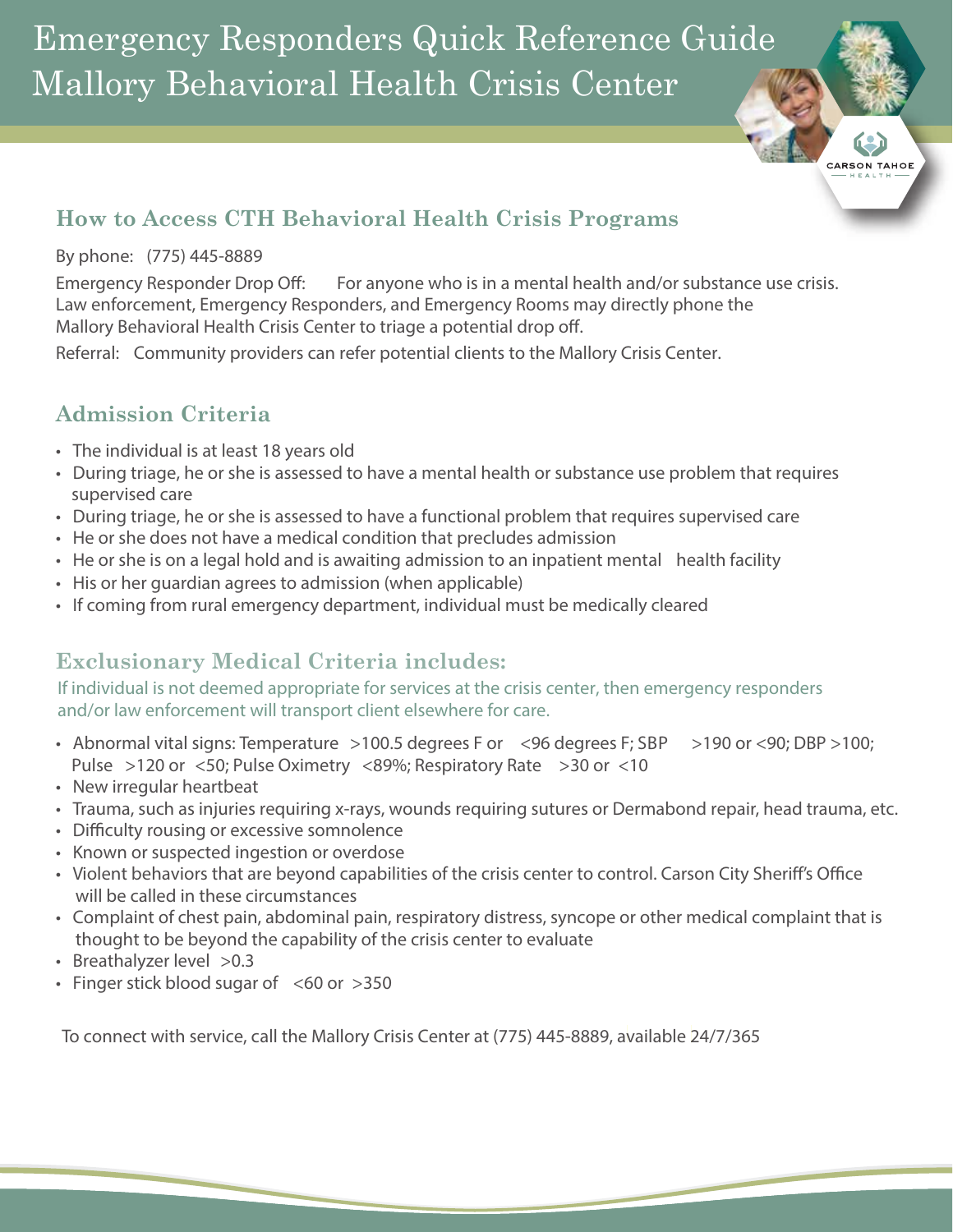# Emergency Responders Quick Reference Guide
# Mallory Behavioral Health Crisis Center

CARSON TAHOE HEALTH

## How to Access CTH Behavioral Health Crisis Programs

By phone: (775) 445-8889

Emergency Responder Drop Off: For anyone who is in a mental health and/or substance use crisis. Law enforcement, Emergency Responders, and Emergency Rooms may directly phone the Mallory Behavioral Health Crisis Center to triage a potential drop off.

Referral: Community providers can refer potential clients to the Mallory Crisis Center.

## Admission Criteria

- The individual is at least 18 years old
- During triage, he or she is assessed to have a mental health or substance use problem that requires supervised care
- During triage, he or she is assessed to have a functional problem that requires supervised care
- He or she does not have a medical condition that precludes admission
- He or she is on a legal hold and is awaiting admission to an inpatient mental health facility
- His or her guardian agrees to admission (when applicable)
- If coming from rural emergency department, individual must be medically cleared

## Exclusionary Medical Criteria includes:

If individual is not deemed appropriate for services at the crisis center, then emergency responders and/or law enforcement will transport client elsewhere for care.

- Abnormal vital signs: Temperature >100.5 degrees F or <96 degrees F; SBP >190 or <90; DBP >100; Pulse >120 or <50; Pulse Oximetry <89%; Respiratory Rate >30 or <10
- New irregular heartbeat
- Trauma, such as injuries requiring x-rays, wounds requiring sutures or Dermabond repair, head trauma, etc.
- Difficulty rousing or excessive somnolence
- Known or suspected ingestion or overdose
- Violent behaviors that are beyond capabilities of the crisis center to control. Carson City Sheriff's Office will be called in these circumstances
- Complaint of chest pain, abdominal pain, respiratory distress, syncope or other medical complaint that is thought to be beyond the capability of the crisis center to evaluate
- Breathalyzer level >0.3
- Finger stick blood sugar of <60 or >350

To connect with service, call the Mallory Crisis Center at (775) 445-8889, available 24/7/365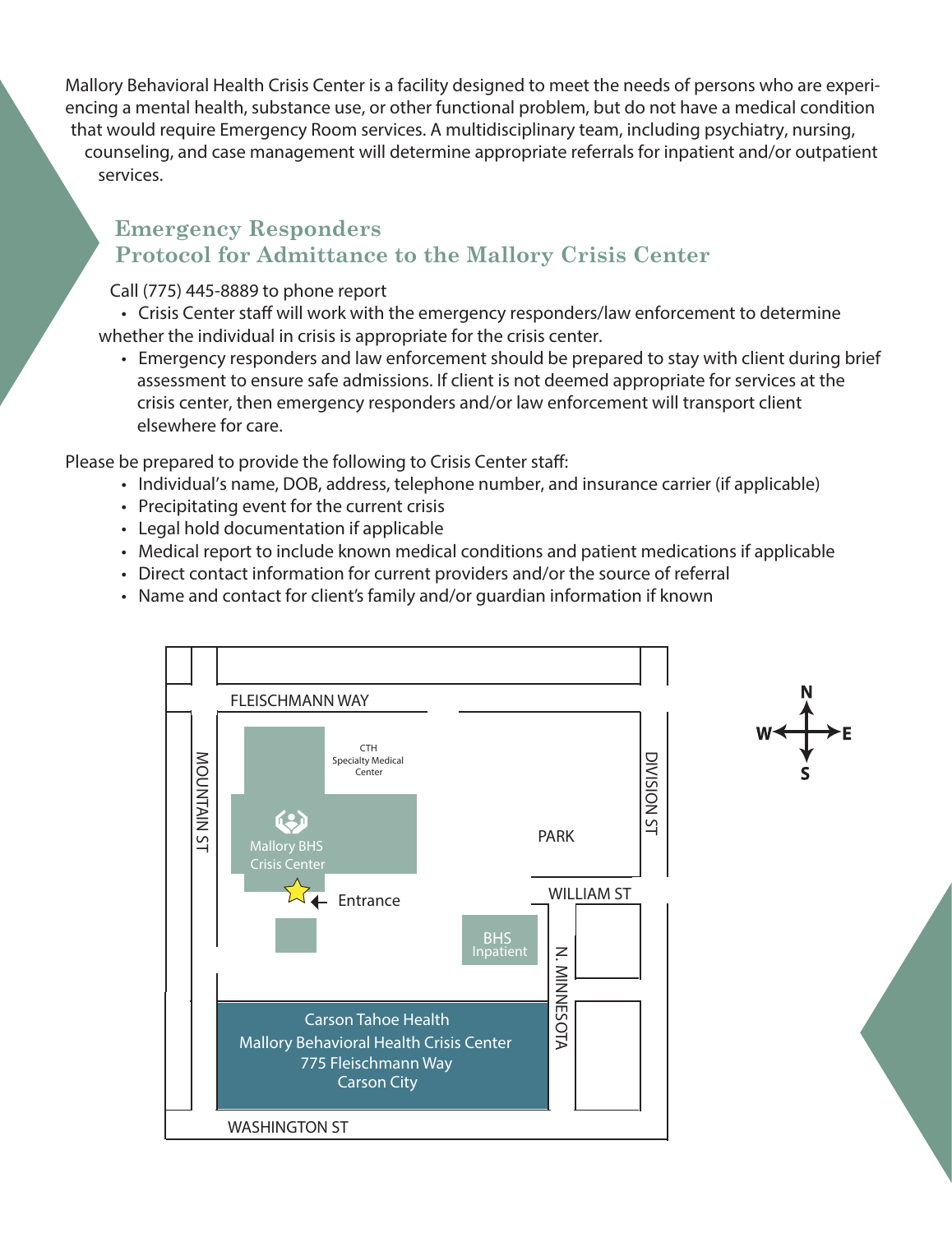Mallory Behavioral Health Crisis Center is a facility designed to meet the needs of persons who are experiencing a mental health, substance use, or other functional problem, but do not have a medical condition that would require Emergency Room services. A multidisciplinary team, including psychiatry, nursing, counseling, and case management will determine appropriate referrals for inpatient and/or outpatient services.

## Emergency Responders
## Protocol for Admittance to the Mallory Crisis Center

Call (775) 445-8889 to phone report

- Crisis Center staff will work with the emergency responders/law enforcement to determine whether the individual in crisis is appropriate for the crisis center.
- Emergency responders and law enforcement should be prepared to stay with client during brief assessment to ensure safe admissions. If client is not deemed appropriate for services at the crisis center, then emergency responders and/or law enforcement will transport client elsewhere for care.

Please be prepared to provide the following to Crisis Center staff:

- Individual's name, DOB, address, telephone number, and insurance carrier (if applicable)
- Precipitating event for the current crisis
- Legal hold documentation if applicable
- Medical report to include known medical conditions and patient medications if applicable
- Direct contact information for current providers and/or the source of referral
- Name and contact for client's family and/or guardian information if known

FLEISCHMANN WAY

MOUNTAIN ST

DIVISION ST

CTH Specialty Medical Center

Mallory BHS Crisis Center

Entrance

PARK

WILLIAM ST

BHS Inpatient

N. MINNESOTA

Carson Tahoe Health
Mallory Behavioral Health Crisis Center
775 Fleischmann Way
Carson City

WASHINGTON ST

N
W
E
S